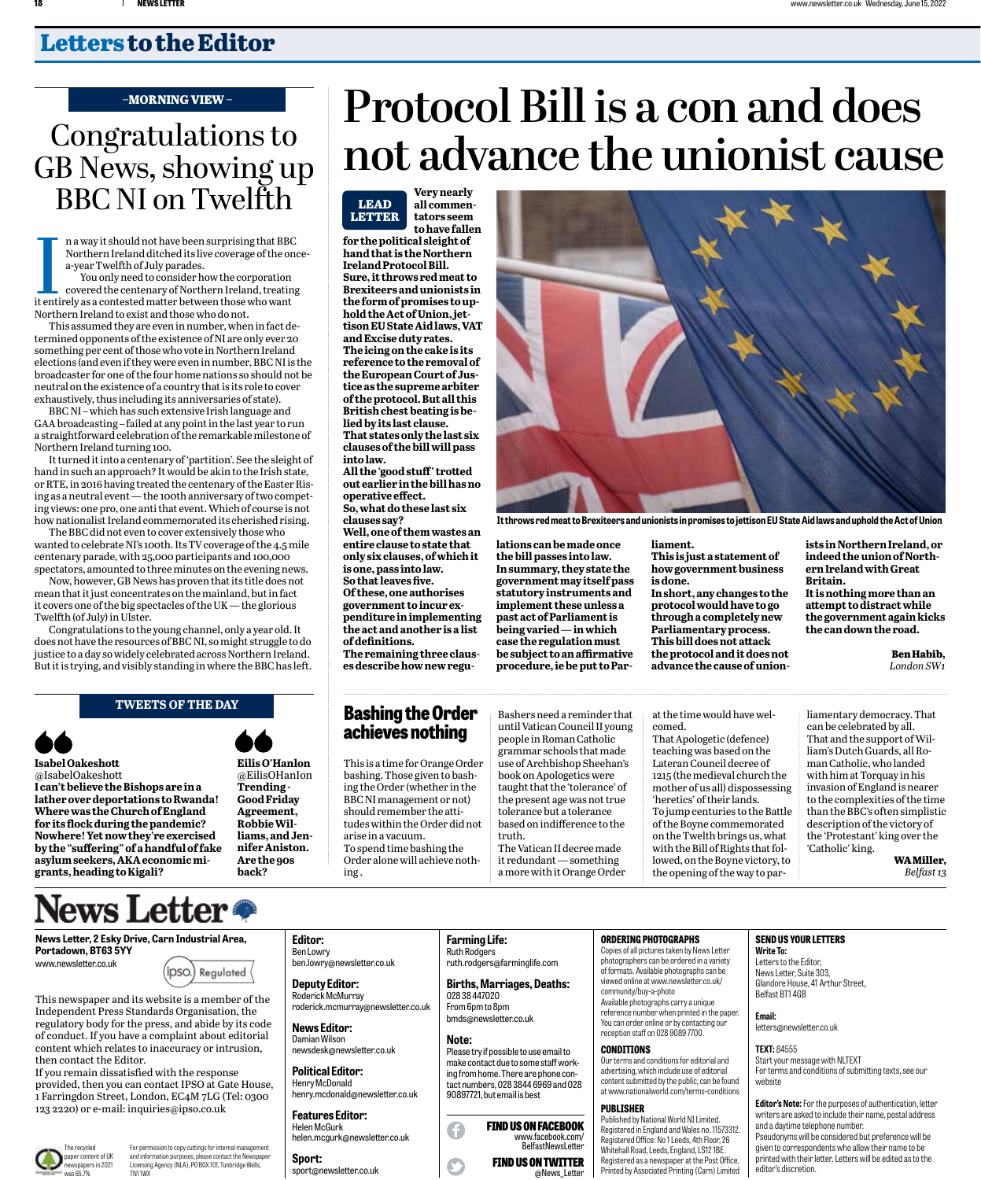# Letters to the Editor

## –MORNING VIEW –

# Congratulations to GB News, showing up BBC NI on Twelfth

In a way it should not have been surprising that BBC Northern Ireland ditched its live coverage of the once-a-year Twelfth of July parades.

You only need to consider how the corporation covered the centenary of Northern Ireland, treating it entirely as a contested matter between those who want Northern Ireland to exist and those who do not.

This assumed they are even in number, when in fact determined opponents of the existence of NI are only ever 20 something per cent of those who vote in Northern Ireland elections (and even if they were even in number, BBC NI is the broadcaster for one of the four home nations so should not be neutral on the existence of a country that is its role to cover exhaustively, thus including its anniversaries of state).

BBC NI – which has such extensive Irish language and GAA broadcasting – failed at any point in the last year to run a straightforward celebration of the remarkable milestone of Northern Ireland turning 100.

It turned it into a centenary of 'partition'. See the sleight of hand in such an approach? It would be akin to the Irish state, or RTE, in 2016 having treated the centenary of the Easter Rising as a neutral event — the 100th anniversary of two competing views: one pro, one anti that event. Which of course is not how nationalist Ireland commemorated its cherished rising.

The BBC did not even to cover extensively those who wanted to celebrate NI's 100th. Its TV coverage of the 4.5 mile centenary parade, with 25,000 participants and 100,000 spectators, amounted to three minutes on the evening news.

Now, however, GB News has proven that its title does not mean that it just concentrates on the mainland, but in fact it covers one of the big spectacles of the UK — the glorious Twelfth (of July) in Ulster.

Congratulations to the young channel, only a year old. It does not have the resources of BBC NI, so might struggle to do justice to a day so widely celebrated across Northern Ireland. But it is trying, and visibly standing in where the BBC has left.

## TWEETS OF THE DAY

**Isabel Oakeshott**
@IsabelOakeshott
**I can't believe the Bishops are in a lather over deportations to Rwanda! Where was the Church of England for its flock during the pandemic? Nowhere! Yet now they're exercised by the "suffering" of a handful of fake asylum seekers, AKA economic migrants, heading to Kigali?**

**Eilis O'Hanlon**
@EilisOHanlon
**Trending - Good Friday Agreement, Robbie Williams, and Jennifer Aniston. Are the 90s back?**

# Protocol Bill is a con and does not advance the unionist cause

**LEAD LETTER**

**Very nearly all commentators seem to have fallen for the political sleight of hand that is the Northern Ireland Protocol Bill.**

**Sure, it throws red meat to Brexiteers and unionists in the form of promises to uphold the Act of Union, jettison EU State Aid laws, VAT and Excise duty rates.**

**The icing on the cake is its reference to the removal of the European Court of Justice as the supreme arbiter of the protocol. But all this British chest beating is belied by its last clause.**

**That states only the last six clauses of the bill will pass into law.**

**All the 'good stuff' trotted out earlier in the bill has no operative effect.**

**So, what do these last six clauses say?**

**Well, one of them wastes an entire clause to state that only six clauses, of which it is one, pass into law.**

**So that leaves five.**

**Of these, one authorises government to incur expenditure in implementing the act and another is a list of definitions.**

**The remaining three clauses describe how new regulations can be made once the bill passes into law.**

**In summary, they state the government may itself pass statutory instruments and implement these unless a past act of Parliament is being varied — in which case the regulation must be subject to an affirmative procedure, ie be put to Parliament.**

**This is just a statement of how government business is done.**

**In short, any changes to the protocol would have to go through a completely new Parliamentary process.**

**This bill does not attack the protocol and it does not advance the cause of unionists in Northern Ireland, or indeed the union of Northern Ireland with Great Britain.**

**It is nothing more than an attempt to distract while the government again kicks the can down the road.**

**Ben Habib,**
*London SW1*

It throws red meat to Brexiteers and unionists in promises to jettison EU State Aid laws and uphold the Act of Union

## Bashing the Order achieves nothing

This is a time for Orange Order bashing. Those given to bashing the Order (whether in the BBC NI management or not) should remember the attitudes within the Order did not arise in a vacuum.

To spend time bashing the Order alone will achieve nothing .

Bashers need a reminder that until Vatican Council II young people in Roman Catholic grammar schools that made use of Archbishop Sheehan's book on Apologetics were taught that the 'tolerance' of the present age was not true tolerance but a tolerance based on indifference to the truth.

The Vatican II decree made it redundant — something a more with it Orange Order at the time would have welcomed.

That Apologetic (defence) teaching was based on the Lateran Council decree of 1215 (the medieval church the mother of us all) dispossessing 'heretics' of their lands.

To jump centuries to the Battle of the Boyne commemorated on the Twelth brings us, what with the Bill of Rights that followed, on the Boyne victory, to the opening of the way to parliamentary democracy. That can be celebrated by all.

That and the support of William's Dutch Guards, all Roman Catholic, who landed with him at Torquay in his invasion of England is nearer to the complexities of the time than the BBC's often simplistic description of the victory of the 'Protestant' king over the 'Catholic' king.

**WA Miller,**
*Belfast 13*

# News Letter

**News Letter, 2 Esky Drive, Carn Industrial Area, Portadown, BT63 5YY**
www.newsletter.co.uk

IPSO Regulated

This newspaper and its website is a member of the Independent Press Standards Organisation, the regulatory body for the press, and abide by its code of conduct. If you have a complaint about editorial content which relates to inaccuracy or intrusion, then contact the Editor.
If you remain dissatisfied with the response provided, then you can contact IPSO at Gate House, 1 Farringdon Street, London, EC4M 7LG (Tel: 0300 123 2220) or e-mail: inquiries@ipso.co.uk

The recycled paper content of UK newspapers in 2021 was 65.7%

For permission to copy cuttings for internal management and information purposes, please contact the Newspaper Licensing Agency (NLA), PO BOX 101, Tunbridge Wells, TN1 1WX

**Editor:**
Ben Lowry
ben.lowry@newsletter.co.uk

**Deputy Editor:**
Roderick McMurray
roderick.mcmurray@newsletter.co.uk

**News Editor:**
Damian Wilson
newsdesk@newsletter.co.uk

**Political Editor:**
Henry McDonald
henry.mcdonald@newsletter.co.uk

**Features Editor:**
Helen McGurk
helen.mcgurk@newsletter.co.uk

**Sport:**
sport@newsletter.co.uk

**Farming Life:**
Ruth Rodgers
ruth.rodgers@farminglife.com

**Births, Marriages, Deaths:**
028 38 447020
From 6pm to 8pm
bmds@newsletter.co.uk

**Note:**
Please try if possible to use email to make contact due to some staff working from home. There are phone contact numbers, 028 3844 6969 and 028 90897721, but email is best

**FIND US ON FACEBOOK**
www.facebook.com/BelfastNewsLetter

**FIND US ON TWITTER**
@News_Letter

**ORDERING PHOTOGRAPHS**
Copies of all pictures taken by News Letter photographers can be ordered in a variety of formats. Available photographs can be viewed online at www.newsletter.co.uk/community/buy-a-photo
Available photographs carry a unique reference number when printed in the paper. You can order online or by contacting our reception staff on 028 9089 7700.

**CONDITIONS**
Our terms and conditions for editorial and advertising, which include use of editorial content submitted by the public, can be found at www.nationalworld.com/terms-conditions

**PUBLISHER**
Published by National World NI Limited. Registered in England and Wales no. 11573312. Registered Office: No 1 Leeds, 4th Floor, 26 Whitehall Road, Leeds, England, LS12 1BE. Registered as a newspaper at the Post Office. Printed by Associated Printing (Carn) Limited

**SEND US YOUR LETTERS**
**Write To:**
Letters to the Editor,
News Letter, Suite 303,
Glandore House, 41 Arthur Street,
Belfast BT1 4GB

**Email:**
letters@newsletter.co.uk

**TEXT:** 84555
Start your message with NLTEXT
For terms and conditions of submitting texts, see our website

**Editor's Note:** For the purposes of authentication, letter writers are asked to include their name, postal address and a daytime telephone number.
Pseudonyms will be considered but preference will be given to correspondents who allow their name to be printed with their letter. Letters will be edited as to the editor's discretion.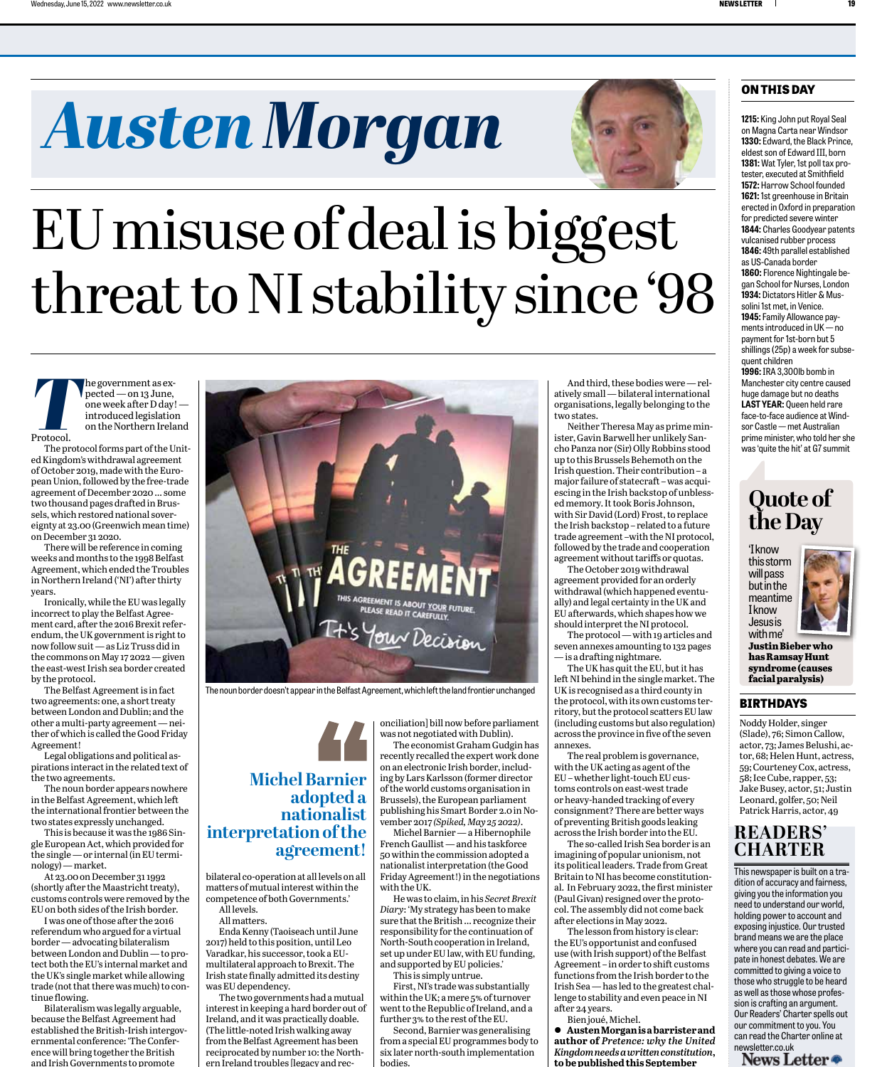# Austen Morgan

# EU misuse of deal is biggest threat to NI stability since '98

The government as expected — on 13 June, one week after D day! — introduced legislation on the Northern Ireland Protocol.

The protocol forms part of the United Kingdom's withdrawal agreement of October 2019, made with the European Union, followed by the free-trade agreement of December 2020 ... some two thousand pages drafted in Brussels, which restored national sovereignty at 23.00 (Greenwich mean time) on December 31 2020.

There will be reference in coming weeks and months to the 1998 Belfast Agreement, which ended the Troubles in Northern Ireland ('NI') after thirty years.

Ironically, while the EU was legally incorrect to play the Belfast Agreement card, after the 2016 Brexit referendum, the UK government is right to now follow suit — as Liz Truss did in the commons on May 17 2022 — given the east-west Irish sea border created by the protocol.

The Belfast Agreement is in fact two agreements: one, a short treaty between London and Dublin; and the other a multi-party agreement — neither of which is called the Good Friday Agreement!

Legal obligations and political aspirations interact in the related text of the two agreements.

The noun border appears nowhere in the Belfast Agreement, which left the international frontier between the two states expressly unchanged.

This is because it was the 1986 Single European Act, which provided for the single — or internal (in EU terminology) — market.

At 23.00 on December 31 1992 (shortly after the Maastricht treaty), customs controls were removed by the EU on both sides of the Irish border.

I was one of those after the 2016 referendum who argued for a virtual border — advocating bilateralism between London and Dublin — to protect both the EU's internal market and the UK's single market while allowing trade (not that there was much) to continue flowing.

Bilateralism was legally arguable, because the Belfast Agreement had established the British-Irish intergovernmental conference: 'The Conference will bring together the British and Irish Governments to promote bilateral co-operation at all levels on all matters of mutual interest within the competence of both Governments.'

All levels.

All matters.

Enda Kenny (Taoiseach until June 2017) held to this position, until Leo Varadkar, his successor, took a EU-multilateral approach to Brexit. The Irish state finally admitted its destiny was EU dependency.

The two governments had a mutual interest in keeping a hard border out of Ireland, and it was practically doable. (The little-noted Irish walking away from the Belfast Agreement has been reciprocated by number 10: the Northern Ireland troubles [legacy and reconciliation] bill now before parliament was not negotiated with Dublin).

The economist Graham Gudgin has recently recalled the expert work done on an electronic Irish border, including by Lars Karlsson (former director of the world customs organisation in Brussels), the European parliament publishing his Smart Border 2.0 in November 2017 *(Spiked, May 25 2022)*.

Michel Barnier — a Hibernophile French Gaullist — and his taskforce 50 within the commission adopted a nationalist interpretation (the Good Friday Agreement!) in the negotiations with the UK.

> **Michel Barnier adopted a nationalist interpretation of the agreement!**

He was to claim, in his *Secret Brexit Diary*: 'My strategy has been to make sure that the British ... recognize their responsibility for the continuation of North-South cooperation in Ireland, set up under EU law, with EU funding, and supported by EU policies.'

This is simply untrue.

First, NI's trade was substantially within the UK; a mere 5% of turnover went to the Republic of Ireland, and a further 3% to the rest of the EU.

Second, Barnier was generalising from a special EU programmes body to six later north-south implementation bodies.

And third, these bodies were — relatively small — bilateral international organisations, legally belonging to the two states.

Neither Theresa May as prime minister, Gavin Barwell her unlikely Sancho Panza nor (Sir) Olly Robbins stood up to this Brussels Behemoth on the Irish question. Their contribution – a major failure of statecraft – was acquiescing in the Irish backstop of unblessed memory. It took Boris Johnson, with Sir David (Lord) Frost, to replace the Irish backstop – related to a future trade agreement –with the NI protocol, followed by the trade and cooperation agreement without tariffs or quotas.

The October 2019 withdrawal agreement provided for an orderly withdrawal (which happened eventually) and legal certainty in the UK and EU afterwards, which shapes how we should interpret the NI protocol.

The protocol — with 19 articles and seven annexes amounting to 132 pages — is a drafting nightmare.

The UK has quit the EU, but it has left NI behind in the single market. The UK is recognised as a third county in the protocol, with its own customs territory, but the protocol scatters EU law (including customs but also regulation) across the province in five of the seven annexes.

The real problem is governance, with the UK acting as agent of the EU – whether light-touch EU customs controls on east-west trade or heavy-handed tracking of every consignment? There are better ways of preventing British goods leaking across the Irish border into the EU.

The so-called Irish Sea border is an imagining of popular unionism, not its political leaders. Trade from Great Britain to NI has become constitutional. In February 2022, the first minister (Paul Givan) resigned over the protocol. The assembly did not come back after elections in May 2022.

The lesson from history is clear: the EU's opportunist and confused use (with Irish support) of the Belfast Agreement – in order to shift customs functions from the Irish border to the Irish Sea — has led to the greatest challenge to stability and even peace in NI after 24 years.

Bien joué, Michel.

- **Austen Morgan is a barrister and author of** ***Pretence: why the United Kingdom needs a written constitution*****, to be published this September**

The noun border doesn't appear in the Belfast Agreement, which left the land frontier unchanged

## ON THIS DAY

**1215:** King John put Royal Seal on Magna Carta near Windsor
**1330:** Edward, the Black Prince, eldest son of Edward III, born
**1381:** Wat Tyler, 1st poll tax protester, executed at Smithfield
**1572:** Harrow School founded
**1621:** 1st greenhouse in Britain erected in Oxford in preparation for predicted severe winter
**1844:** Charles Goodyear patents vulcanised rubber process
**1846:** 49th parallel established as US-Canada border
**1860:** Florence Nightingale began School for Nurses, London
**1934:** Dictators Hitler & Mussolini 1st met, in Venice.
**1945:** Family Allowance payments introduced in UK — no payment for 1st-born but 5 shillings (25p) a week for subsequent children
**1996:** IRA 3,300lb bomb in Manchester city centre caused huge damage but no deaths
**LAST YEAR:** Queen held rare face-to-face audience at Windsor Castle — met Australian prime minister, who told her she was 'quite the hit' at G7 summit

## Quote of the Day

'I know this storm will pass but in the meantime I know Jesus is with me'

**Justin Bieber who has Ramsay Hunt syndrome (causes facial paralysis)**

## BIRTHDAYS

Noddy Holder, singer (Slade), 76; Simon Callow, actor, 73; James Belushi, actor, 68; Helen Hunt, actress, 59; Courteney Cox, actress, 58; Ice Cube, rapper, 53; Jake Busey, actor, 51; Justin Leonard, golfer, 50; Neil Patrick Harris, actor, 49

## READERS' CHARTER

This newspaper is built on a tradition of accuracy and fairness, giving you the information you need to understand our world, holding power to account and exposing injustice. Our trusted brand means we are the place where you can read and participate in honest debates. We are committed to giving a voice to those who struggle to be heard as well as those whose profession is crafting an argument. Our Readers' Charter spells out our commitment to you. You can read the Charter online at newsletter.co.uk

News Letter